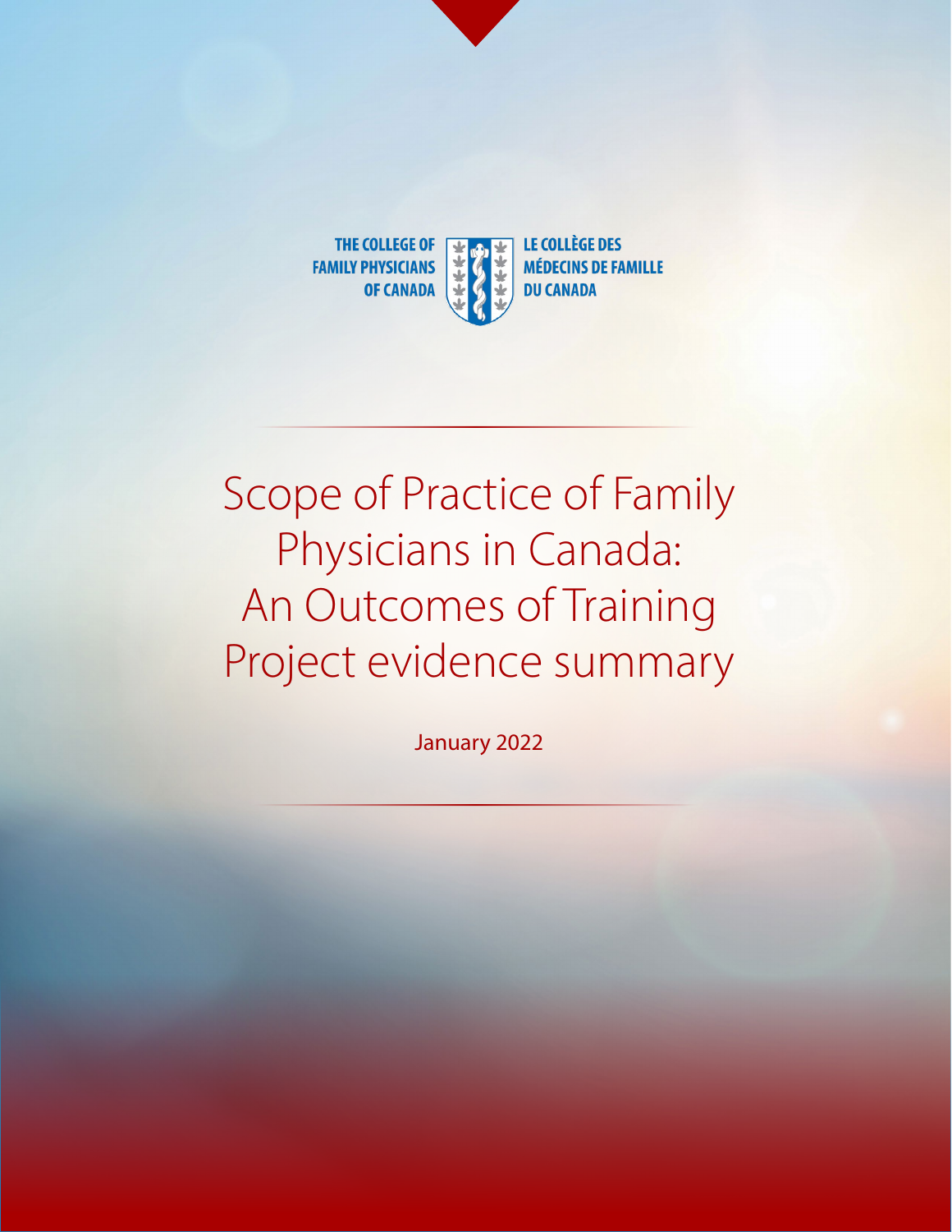THE COLLEGE OF FAMILY PHYSICIANS OF CANADA

LE COLLÈGE DES MÉDECINS DE FAMILLE DU CANADA

# Scope of Practice of Family Physicians in Canada: An Outcomes of Training Project evidence summary

January 2022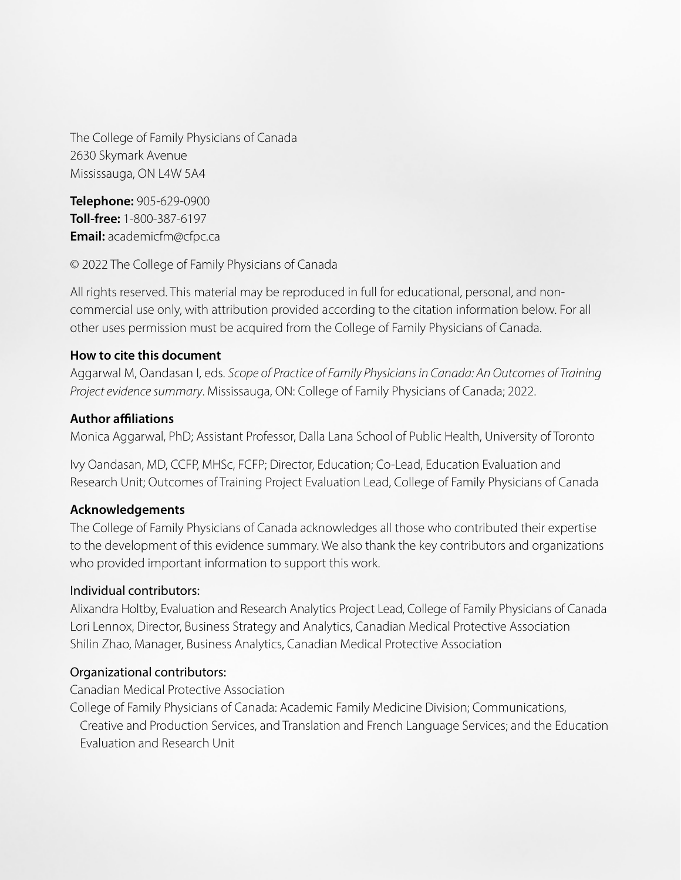The College of Family Physicians of Canada
2630 Skymark Avenue
Mississauga, ON L4W 5A4

**Telephone:** 905-629-0900
**Toll-free:** 1-800-387-6197
**Email:** academicfm@cfpc.ca

© 2022 The College of Family Physicians of Canada

All rights reserved. This material may be reproduced in full for educational, personal, and non-commercial use only, with attribution provided according to the citation information below. For all other uses permission must be acquired from the College of Family Physicians of Canada.

**How to cite this document**

Aggarwal M, Oandasan I, eds. *Scope of Practice of Family Physicians in Canada: An Outcomes of Training Project evidence summary*. Mississauga, ON: College of Family Physicians of Canada; 2022.

**Author affiliations**

Monica Aggarwal, PhD; Assistant Professor, Dalla Lana School of Public Health, University of Toronto

Ivy Oandasan, MD, CCFP, MHSc, FCFP; Director, Education; Co-Lead, Education Evaluation and Research Unit; Outcomes of Training Project Evaluation Lead, College of Family Physicians of Canada

**Acknowledgements**

The College of Family Physicians of Canada acknowledges all those who contributed their expertise to the development of this evidence summary. We also thank the key contributors and organizations who provided important information to support this work.

Individual contributors:

Alixandra Holtby, Evaluation and Research Analytics Project Lead, College of Family Physicians of Canada
Lori Lennox, Director, Business Strategy and Analytics, Canadian Medical Protective Association
Shilin Zhao, Manager, Business Analytics, Canadian Medical Protective Association

Organizational contributors:

Canadian Medical Protective Association
College of Family Physicians of Canada: Academic Family Medicine Division; Communications, Creative and Production Services, and Translation and French Language Services; and the Education Evaluation and Research Unit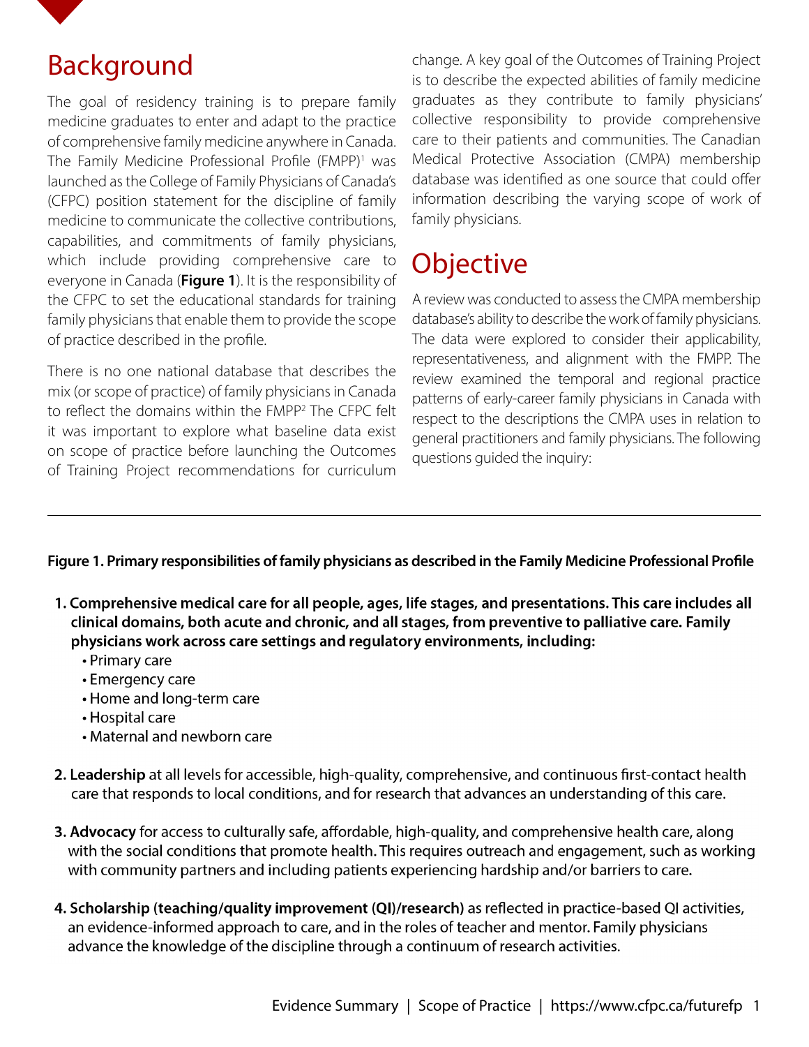# Background

The goal of residency training is to prepare family medicine graduates to enter and adapt to the practice of comprehensive family medicine anywhere in Canada. The Family Medicine Professional Profile (FMPP)[1] was launched as the College of Family Physicians of Canada's (CFPC) position statement for the discipline of family medicine to communicate the collective contributions, capabilities, and commitments of family physicians, which include providing comprehensive care to everyone in Canada (**Figure 1**). It is the responsibility of the CFPC to set the educational standards for training family physicians that enable them to provide the scope of practice described in the profile.

There is no one national database that describes the mix (or scope of practice) of family physicians in Canada to reflect the domains within the FMPP[2] The CFPC felt it was important to explore what baseline data exist on scope of practice before launching the Outcomes of Training Project recommendations for curriculum change. A key goal of the Outcomes of Training Project is to describe the expected abilities of family medicine graduates as they contribute to family physicians' collective responsibility to provide comprehensive care to their patients and communities. The Canadian Medical Protective Association (CMPA) membership database was identified as one source that could offer information describing the varying scope of work of family physicians.

# Objective

A review was conducted to assess the CMPA membership database's ability to describe the work of family physicians. The data were explored to consider their applicability, representativeness, and alignment with the FMPP. The review examined the temporal and regional practice patterns of early-career family physicians in Canada with respect to the descriptions the CMPA uses in relation to general practitioners and family physicians. The following questions guided the inquiry:

---

**Figure 1. Primary responsibilities of family physicians as described in the Family Medicine Professional Profile**

1. **Comprehensive medical care for all people, ages, life stages, and presentations. This care includes all clinical domains, both acute and chronic, and all stages, from preventive to palliative care. Family physicians work across care settings and regulatory environments, including:**
   - Primary care
   - Emergency care
   - Home and long-term care
   - Hospital care
   - Maternal and newborn care

2. **Leadership** at all levels for accessible, high-quality, comprehensive, and continuous first-contact health care that responds to local conditions, and for research that advances an understanding of this care.

3. **Advocacy** for access to culturally safe, affordable, high-quality, and comprehensive health care, along with the social conditions that promote health. This requires outreach and engagement, such as working with community partners and including patients experiencing hardship and/or barriers to care.

4. **Scholarship (teaching/quality improvement (QI)/research)** as reflected in practice-based QI activities, an evidence-informed approach to care, and in the roles of teacher and mentor. Family physicians advance the knowledge of the discipline through a continuum of research activities.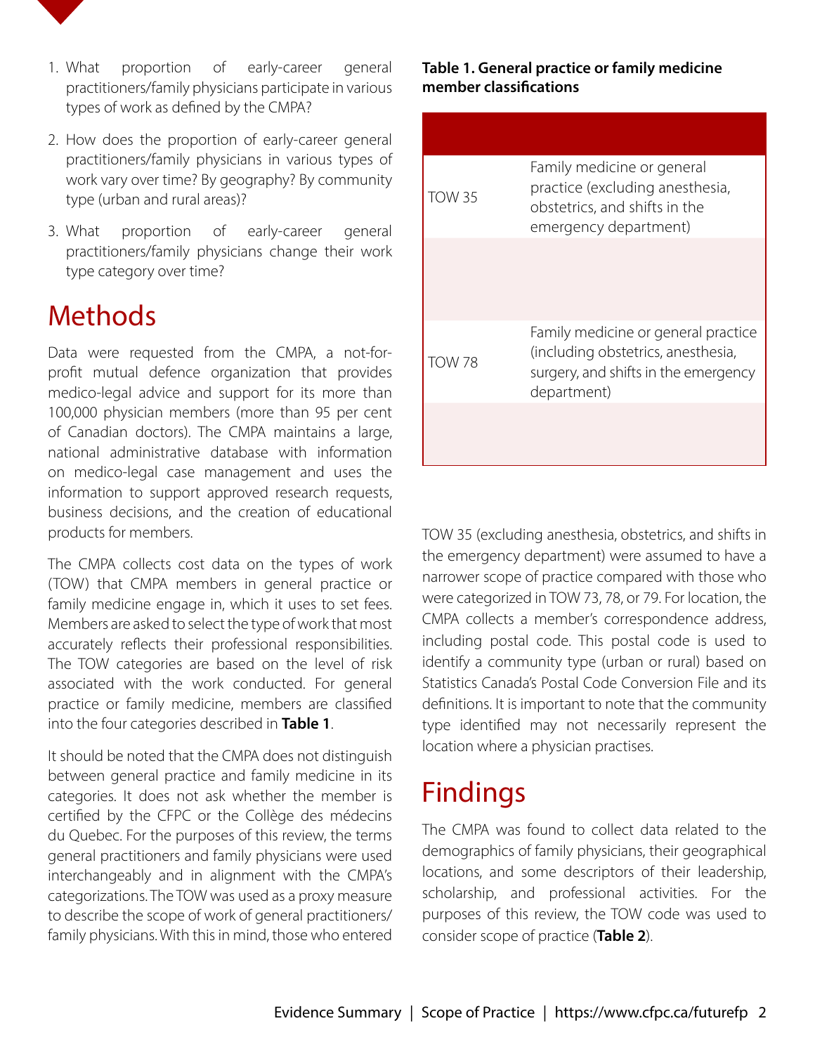1. What proportion of early-career general practitioners/family physicians participate in various types of work as defined by the CMPA?
2. How does the proportion of early-career general practitioners/family physicians in various types of work vary over time? By geography? By community type (urban and rural areas)?
3. What proportion of early-career general practitioners/family physicians change their work type category over time?

# Methods

Data were requested from the CMPA, a not-for-profit mutual defence organization that provides medico-legal advice and support for its more than 100,000 physician members (more than 95 per cent of Canadian doctors). The CMPA maintains a large, national administrative database with information on medico-legal case management and uses the information to support approved research requests, business decisions, and the creation of educational products for members.

The CMPA collects cost data on the types of work (TOW) that CMPA members in general practice or family medicine engage in, which it uses to set fees. Members are asked to select the type of work that most accurately reflects their professional responsibilities. The TOW categories are based on the level of risk associated with the work conducted. For general practice or family medicine, members are classified into the four categories described in **Table 1**.

It should be noted that the CMPA does not distinguish between general practice and family medicine in its categories. It does not ask whether the member is certified by the CFPC or the Collège des médecins du Quebec. For the purposes of this review, the terms general practitioners and family physicians were used interchangeably and in alignment with the CMPA's categorizations. The TOW was used as a proxy measure to describe the scope of work of general practitioners/family physicians. With this in mind, those who entered TOW 35 (excluding anesthesia, obstetrics, and shifts in the emergency department) were assumed to have a narrower scope of practice compared with those who were categorized in TOW 73, 78, or 79. For location, the CMPA collects a member's correspondence address, including postal code. This postal code is used to identify a community type (urban or rural) based on Statistics Canada's Postal Code Conversion File and its definitions. It is important to note that the community type identified may not necessarily represent the location where a physician practises.

**Table 1. General practice or family medicine member classifications**

| | |
|---|---|
| TOW 35 | Family medicine or general practice (excluding anesthesia, obstetrics, and shifts in the emergency department) |
| | |
| TOW 78 | Family medicine or general practice (including obstetrics, anesthesia, surgery, and shifts in the emergency department) |
| | |

# Findings

The CMPA was found to collect data related to the demographics of family physicians, their geographical locations, and some descriptors of their leadership, scholarship, and professional activities. For the purposes of this review, the TOW code was used to consider scope of practice (**Table 2**).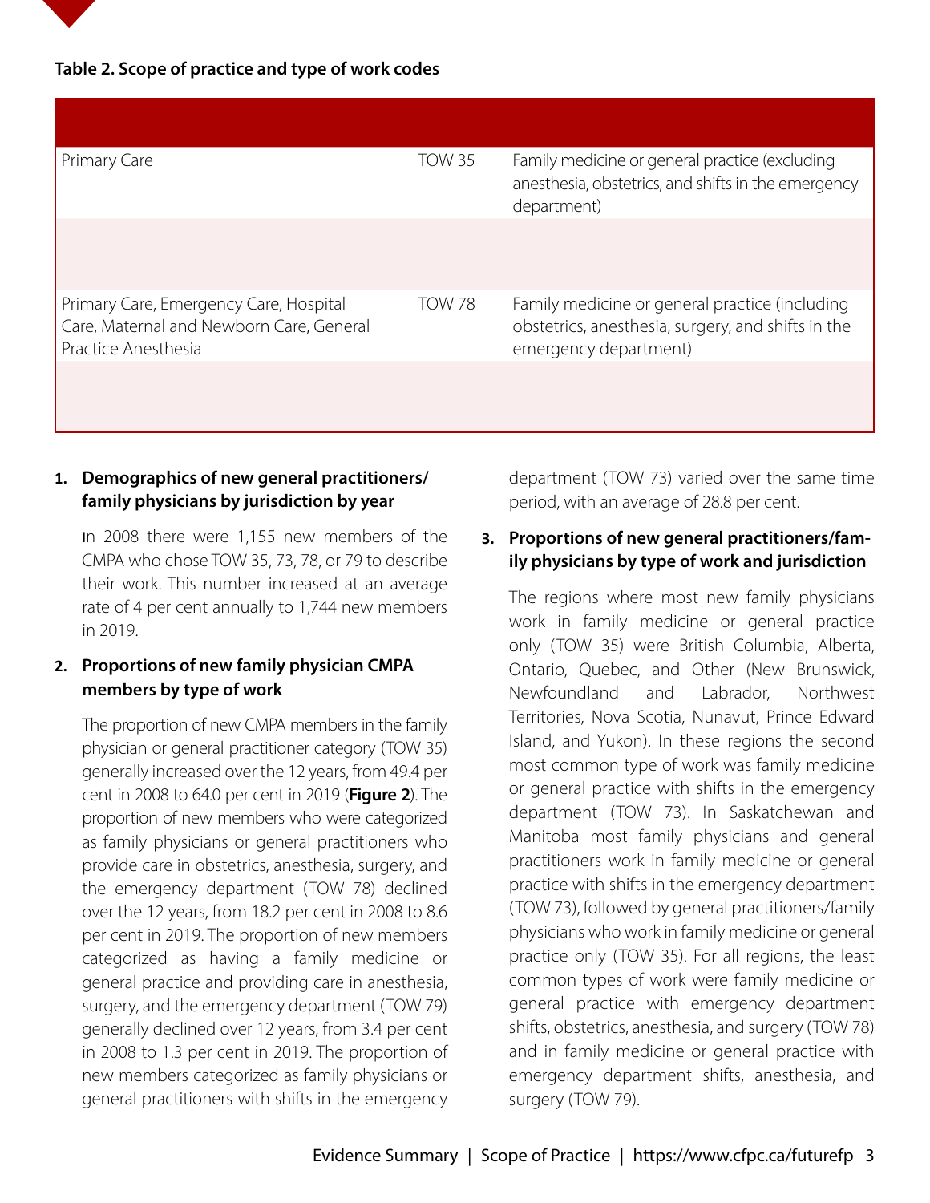**Table 2. Scope of practice and type of work codes**

| | | |
|---|---|---|
| Primary Care | TOW 35 | Family medicine or general practice (excluding anesthesia, obstetrics, and shifts in the emergency department) |
| | | |
| Primary Care, Emergency Care, Hospital Care, Maternal and Newborn Care, General Practice Anesthesia | TOW 78 | Family medicine or general practice (including obstetrics, anesthesia, surgery, and shifts in the emergency department) |
| | | |

1. **Demographics of new general practitioners/family physicians by jurisdiction by year**

   In 2008 there were 1,155 new members of the CMPA who chose TOW 35, 73, 78, or 79 to describe their work. This number increased at an average rate of 4 per cent annually to 1,744 new members in 2019.

2. **Proportions of new family physician CMPA members by type of work**

   The proportion of new CMPA members in the family physician or general practitioner category (TOW 35) generally increased over the 12 years, from 49.4 per cent in 2008 to 64.0 per cent in 2019 (**Figure 2**). The proportion of new members who were categorized as family physicians or general practitioners who provide care in obstetrics, anesthesia, surgery, and the emergency department (TOW 78) declined over the 12 years, from 18.2 per cent in 2008 to 8.6 per cent in 2019. The proportion of new members categorized as having a family medicine or general practice and providing care in anesthesia, surgery, and the emergency department (TOW 79) generally declined over 12 years, from 3.4 per cent in 2008 to 1.3 per cent in 2019. The proportion of new members categorized as family physicians or general practitioners with shifts in the emergency department (TOW 73) varied over the same time period, with an average of 28.8 per cent.

3. **Proportions of new general practitioners/family physicians by type of work and jurisdiction**

   The regions where most new family physicians work in family medicine or general practice only (TOW 35) were British Columbia, Alberta, Ontario, Quebec, and Other (New Brunswick, Newfoundland and Labrador, Northwest Territories, Nova Scotia, Nunavut, Prince Edward Island, and Yukon). In these regions the second most common type of work was family medicine or general practice with shifts in the emergency department (TOW 73). In Saskatchewan and Manitoba most family physicians and general practitioners work in family medicine or general practice with shifts in the emergency department (TOW 73), followed by general practitioners/family physicians who work in family medicine or general practice only (TOW 35). For all regions, the least common types of work were family medicine or general practice with emergency department shifts, obstetrics, anesthesia, and surgery (TOW 78) and in family medicine or general practice with emergency department shifts, anesthesia, and surgery (TOW 79).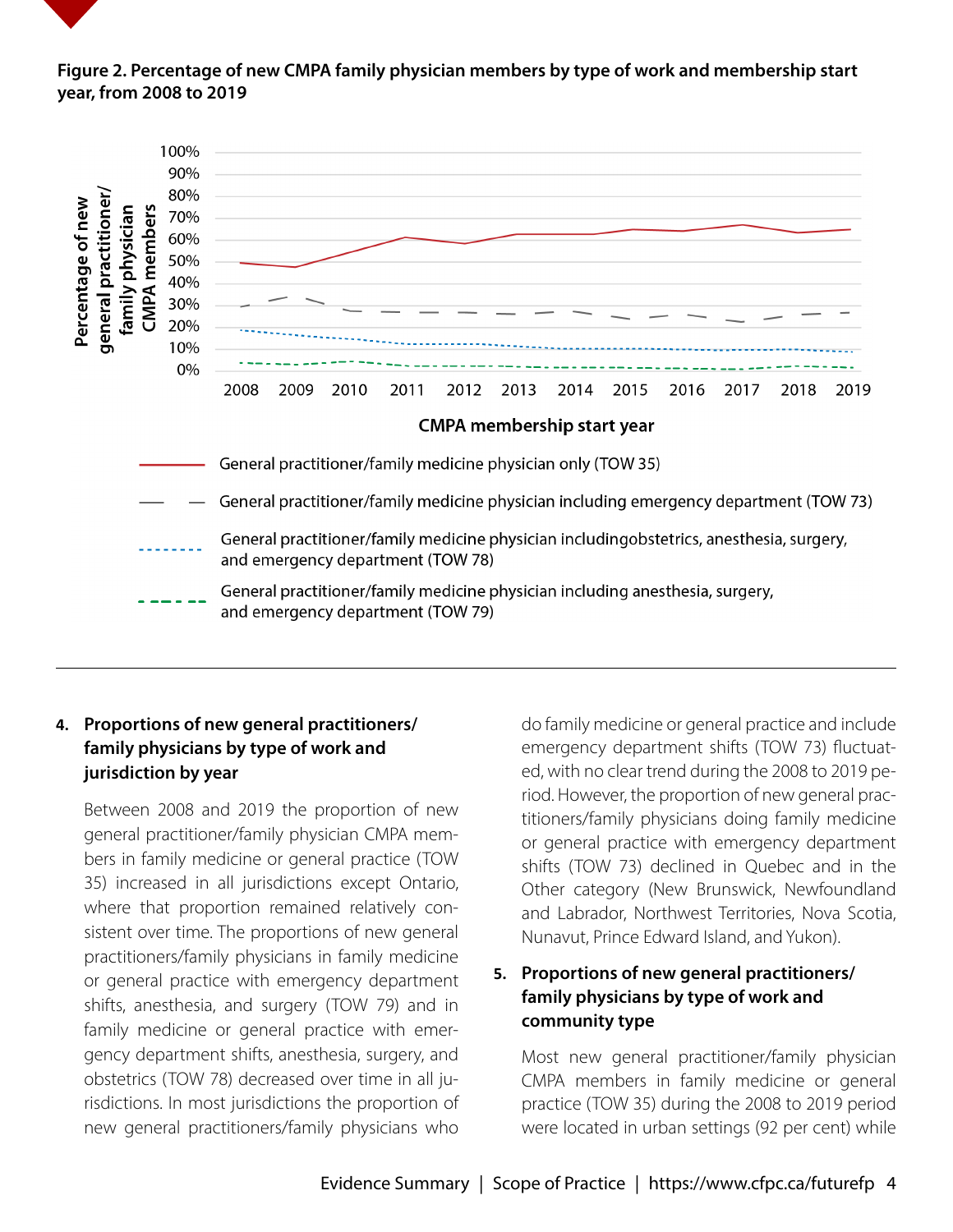**Figure 2. Percentage of new CMPA family physician members by type of work and membership start year, from 2008 to 2019**

- General practitioner/family medicine physician only (TOW 35)
- General practitioner/family medicine physician including emergency department (TOW 73)
- General practitioner/family medicine physician includingobstetrics, anesthesia, surgery, and emergency department (TOW 78)
- General practitioner/family medicine physician including anesthesia, surgery, and emergency department (TOW 79)

---

### 4. Proportions of new general practitioners/family physicians by type of work and jurisdiction by year

Between 2008 and 2019 the proportion of new general practitioner/family physician CMPA members in family medicine or general practice (TOW 35) increased in all jurisdictions except Ontario, where that proportion remained relatively consistent over time. The proportions of new general practitioners/family physicians in family medicine or general practice with emergency department shifts, anesthesia, and surgery (TOW 79) and in family medicine or general practice with emergency department shifts, anesthesia, surgery, and obstetrics (TOW 78) decreased over time in all jurisdictions. In most jurisdictions the proportion of new general practitioners/family physicians who do family medicine or general practice and include emergency department shifts (TOW 73) fluctuated, with no clear trend during the 2008 to 2019 period. However, the proportion of new general practitioners/family physicians doing family medicine or general practice with emergency department shifts (TOW 73) declined in Quebec and in the Other category (New Brunswick, Newfoundland and Labrador, Northwest Territories, Nova Scotia, Nunavut, Prince Edward Island, and Yukon).

### 5. Proportions of new general practitioners/family physicians by type of work and community type

Most new general practitioner/family physician CMPA members in family medicine or general practice (TOW 35) during the 2008 to 2019 period were located in urban settings (92 per cent) while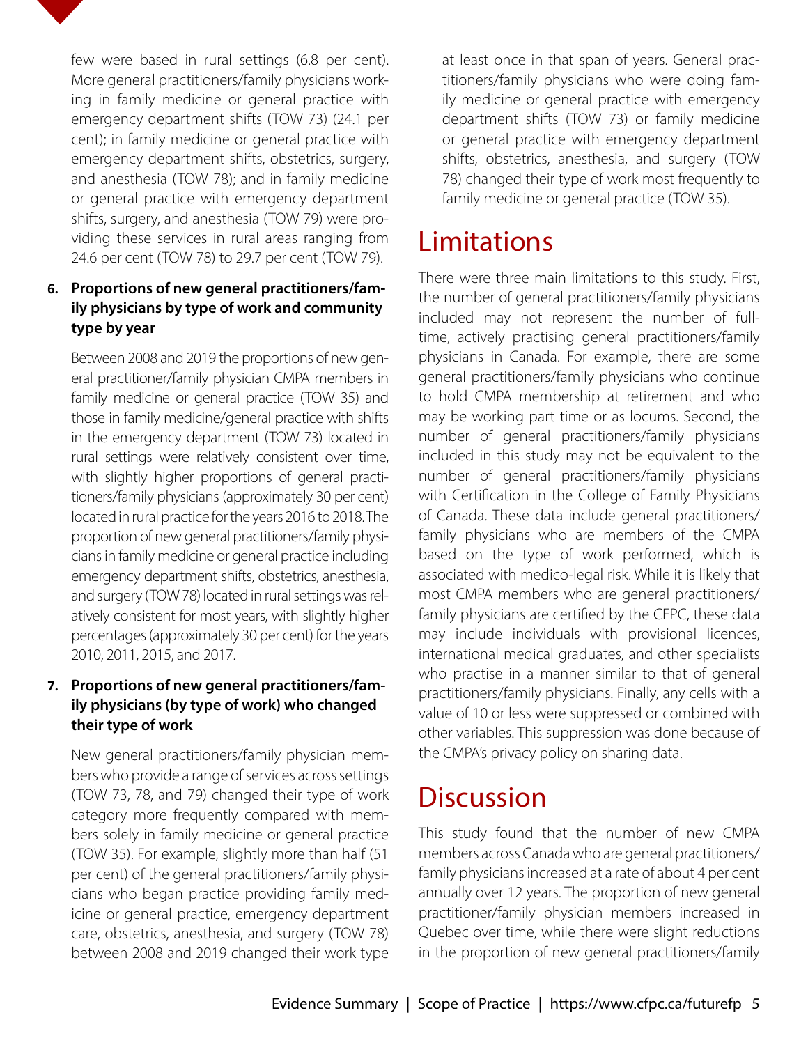few were based in rural settings (6.8 per cent). More general practitioners/family physicians working in family medicine or general practice with emergency department shifts (TOW 73) (24.1 per cent); in family medicine or general practice with emergency department shifts, obstetrics, surgery, and anesthesia (TOW 78); and in family medicine or general practice with emergency department shifts, surgery, and anesthesia (TOW 79) were providing these services in rural areas ranging from 24.6 per cent (TOW 78) to 29.7 per cent (TOW 79).

6. **Proportions of new general practitioners/family physicians by type of work and community type by year**

   Between 2008 and 2019 the proportions of new general practitioner/family physician CMPA members in family medicine or general practice (TOW 35) and those in family medicine/general practice with shifts in the emergency department (TOW 73) located in rural settings were relatively consistent over time, with slightly higher proportions of general practitioners/family physicians (approximately 30 per cent) located in rural practice for the years 2016 to 2018. The proportion of new general practitioners/family physicians in family medicine or general practice including emergency department shifts, obstetrics, anesthesia, and surgery (TOW 78) located in rural settings was relatively consistent for most years, with slightly higher percentages (approximately 30 per cent) for the years 2010, 2011, 2015, and 2017.

7. **Proportions of new general practitioners/family physicians (by type of work) who changed their type of work**

   New general practitioners/family physician members who provide a range of services across settings (TOW 73, 78, and 79) changed their type of work category more frequently compared with members solely in family medicine or general practice (TOW 35). For example, slightly more than half (51 per cent) of the general practitioners/family physicians who began practice providing family medicine or general practice, emergency department care, obstetrics, anesthesia, and surgery (TOW 78) between 2008 and 2019 changed their work type at least once in that span of years. General practitioners/family physicians who were doing family medicine or general practice with emergency department shifts (TOW 73) or family medicine or general practice with emergency department shifts, obstetrics, anesthesia, and surgery (TOW 78) changed their type of work most frequently to family medicine or general practice (TOW 35).

# Limitations

There were three main limitations to this study. First, the number of general practitioners/family physicians included may not represent the number of full-time, actively practising general practitioners/family physicians in Canada. For example, there are some general practitioners/family physicians who continue to hold CMPA membership at retirement and who may be working part time or as locums. Second, the number of general practitioners/family physicians included in this study may not be equivalent to the number of general practitioners/family physicians with Certification in the College of Family Physicians of Canada. These data include general practitioners/family physicians who are members of the CMPA based on the type of work performed, which is associated with medico-legal risk. While it is likely that most CMPA members who are general practitioners/family physicians are certified by the CFPC, these data may include individuals with provisional licences, international medical graduates, and other specialists who practise in a manner similar to that of general practitioners/family physicians. Finally, any cells with a value of 10 or less were suppressed or combined with other variables. This suppression was done because of the CMPA's privacy policy on sharing data.

# Discussion

This study found that the number of new CMPA members across Canada who are general practitioners/family physicians increased at a rate of about 4 per cent annually over 12 years. The proportion of new general practitioner/family physician members increased in Quebec over time, while there were slight reductions in the proportion of new general practitioners/family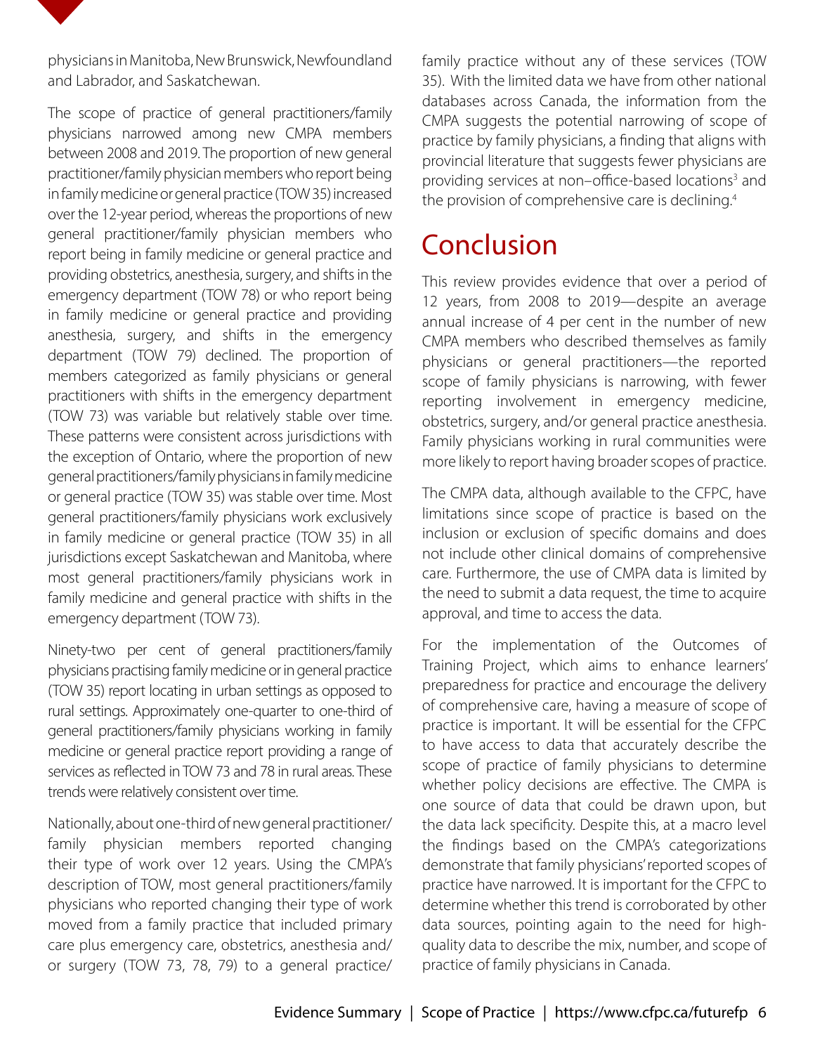physicians in Manitoba, New Brunswick, Newfoundland and Labrador, and Saskatchewan.

The scope of practice of general practitioners/family physicians narrowed among new CMPA members between 2008 and 2019. The proportion of new general practitioner/family physician members who report being in family medicine or general practice (TOW 35) increased over the 12-year period, whereas the proportions of new general practitioner/family physician members who report being in family medicine or general practice and providing obstetrics, anesthesia, surgery, and shifts in the emergency department (TOW 78) or who report being in family medicine or general practice and providing anesthesia, surgery, and shifts in the emergency department (TOW 79) declined. The proportion of members categorized as family physicians or general practitioners with shifts in the emergency department (TOW 73) was variable but relatively stable over time. These patterns were consistent across jurisdictions with the exception of Ontario, where the proportion of new general practitioners/family physicians in family medicine or general practice (TOW 35) was stable over time. Most general practitioners/family physicians work exclusively in family medicine or general practice (TOW 35) in all jurisdictions except Saskatchewan and Manitoba, where most general practitioners/family physicians work in family medicine and general practice with shifts in the emergency department (TOW 73).

Ninety-two per cent of general practitioners/family physicians practising family medicine or in general practice (TOW 35) report locating in urban settings as opposed to rural settings. Approximately one-quarter to one-third of general practitioners/family physicians working in family medicine or general practice report providing a range of services as reflected in TOW 73 and 78 in rural areas. These trends were relatively consistent over time.

Nationally, about one-third of new general practitioner/family physician members reported changing their type of work over 12 years. Using the CMPA's description of TOW, most general practitioners/family physicians who reported changing their type of work moved from a family practice that included primary care plus emergency care, obstetrics, anesthesia and/or surgery (TOW 73, 78, 79) to a general practice/family practice without any of these services (TOW 35). With the limited data we have from other national databases across Canada, the information from the CMPA suggests the potential narrowing of scope of practice by family physicians, a finding that aligns with provincial literature that suggests fewer physicians are providing services at non–office-based locations[3] and the provision of comprehensive care is declining.[4]

# Conclusion

This review provides evidence that over a period of 12 years, from 2008 to 2019—despite an average annual increase of 4 per cent in the number of new CMPA members who described themselves as family physicians or general practitioners—the reported scope of family physicians is narrowing, with fewer reporting involvement in emergency medicine, obstetrics, surgery, and/or general practice anesthesia. Family physicians working in rural communities were more likely to report having broader scopes of practice.

The CMPA data, although available to the CFPC, have limitations since scope of practice is based on the inclusion or exclusion of specific domains and does not include other clinical domains of comprehensive care. Furthermore, the use of CMPA data is limited by the need to submit a data request, the time to acquire approval, and time to access the data.

For the implementation of the Outcomes of Training Project, which aims to enhance learners' preparedness for practice and encourage the delivery of comprehensive care, having a measure of scope of practice is important. It will be essential for the CFPC to have access to data that accurately describe the scope of practice of family physicians to determine whether policy decisions are effective. The CMPA is one source of data that could be drawn upon, but the data lack specificity. Despite this, at a macro level the findings based on the CMPA's categorizations demonstrate that family physicians' reported scopes of practice have narrowed. It is important for the CFPC to determine whether this trend is corroborated by other data sources, pointing again to the need for high-quality data to describe the mix, number, and scope of practice of family physicians in Canada.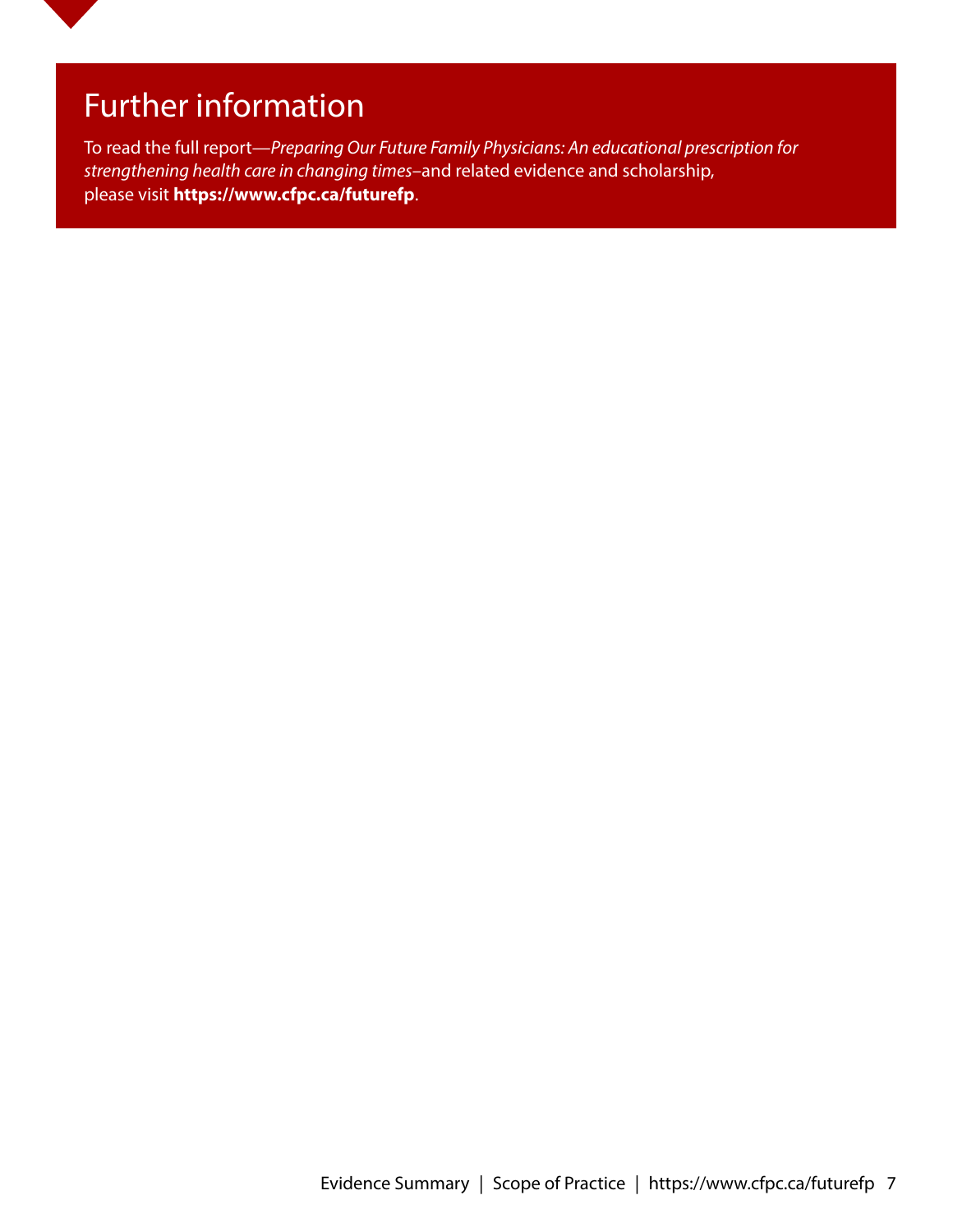# Further information

To read the full report—*Preparing Our Future Family Physicians: An educational prescription for strengthening health care in changing times*–and related evidence and scholarship, please visit **https://www.cfpc.ca/futurefp**.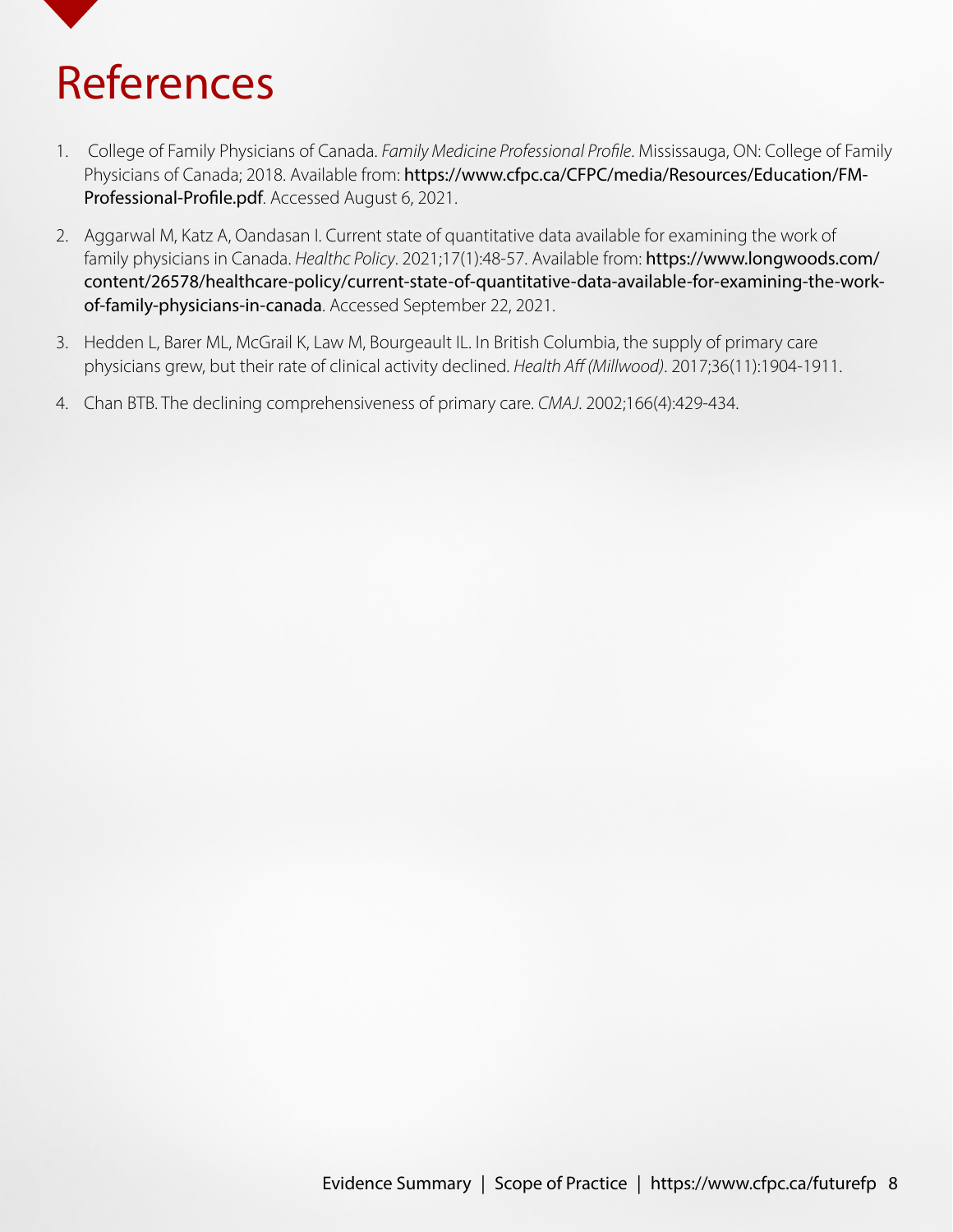# References

1. College of Family Physicians of Canada. *Family Medicine Professional Profile*. Mississauga, ON: College of Family Physicians of Canada; 2018. Available from: **https://www.cfpc.ca/CFPC/media/Resources/Education/FM-Professional-Profile.pdf**. Accessed August 6, 2021.
2. Aggarwal M, Katz A, Oandasan I. Current state of quantitative data available for examining the work of family physicians in Canada. *Healthc Policy*. 2021;17(1):48-57. Available from: **https://www.longwoods.com/content/26578/healthcare-policy/current-state-of-quantitative-data-available-for-examining-the-work-of-family-physicians-in-canada**. Accessed September 22, 2021.
3. Hedden L, Barer ML, McGrail K, Law M, Bourgeault IL. In British Columbia, the supply of primary care physicians grew, but their rate of clinical activity declined. *Health Aff (Millwood)*. 2017;36(11):1904-1911.
4. Chan BTB. The declining comprehensiveness of primary care. *CMAJ*. 2002;166(4):429-434.